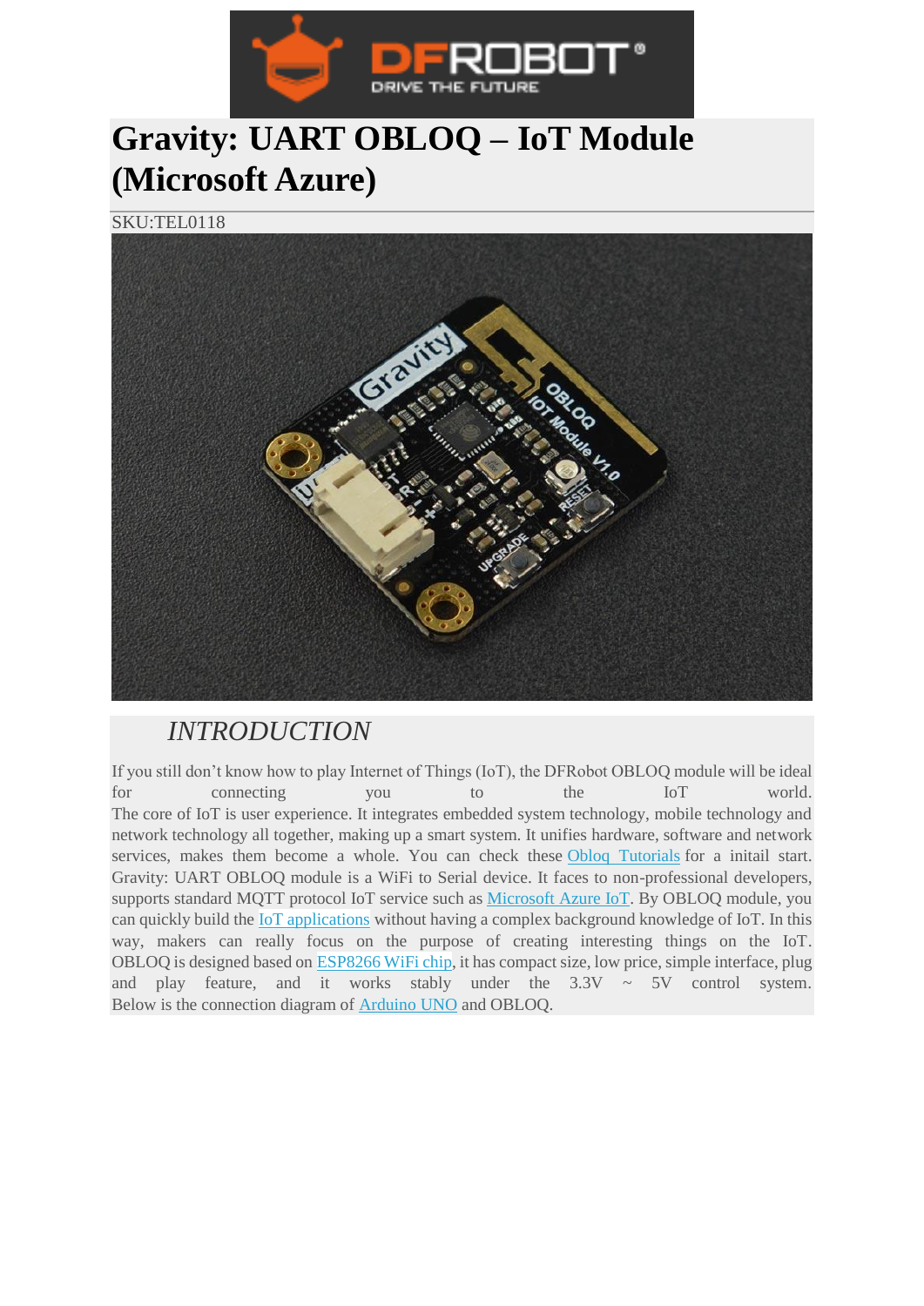# Gravity: UART OBLOQ – IoT Module (Microsoft Azure)

SKU:TEL0118

## *INTRODUCTION*

If you still don't know how to play Internet of Things (IoT), the DFRobot OBLOQ module will be ideal for connecting you to the IoT world. The core of IoT is user experience. It integrates embedded system technology, mobile technology and network technology all together, making up a smart system. It unifies hardware, software and network services, makes them become a whole. You can check these Obloq Tutorials for a initail start. Gravity: UART OBLOQ module is a WiFi to Serial device. It faces to non-professional developers, supports standard MQTT protocol IoT service such as Microsoft Azure IoT. By OBLOQ module, you can quickly build the IoT applications without having a complex background knowledge of IoT. In this way, makers can really focus on the purpose of creating interesting things on the IoT. OBLOQ is designed based on ESP8266 WiFi chip, it has compact size, low price, simple interface, plug and play feature, and it works stably under the 3.3V ~ 5V control system. Below is the connection diagram of Arduino UNO and OBLOQ.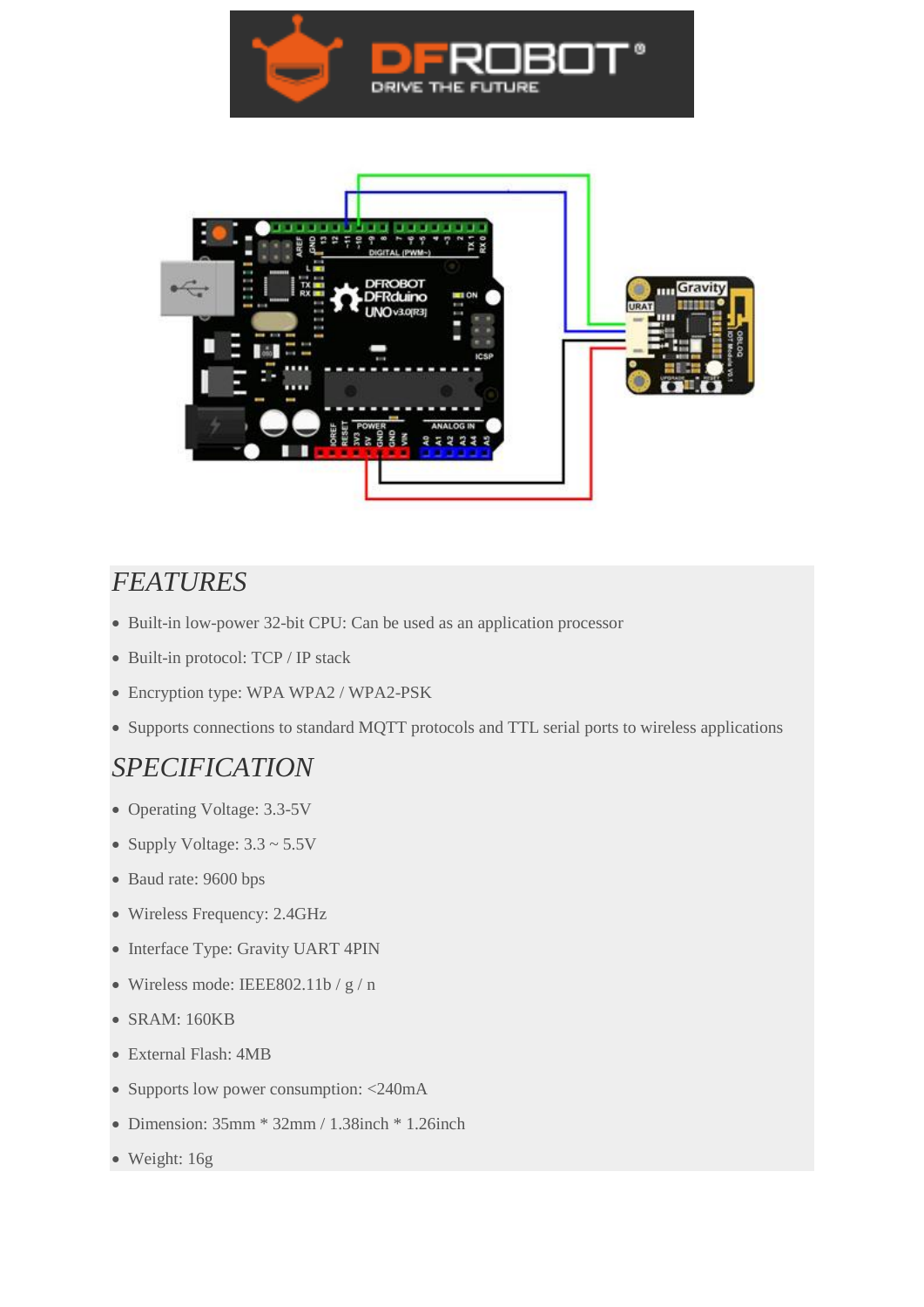## FEATURES

- Built-in low-power 32-bit CPU: Can be used as an application processor
- Built-in protocol: TCP / IP stack
- Encryption type: WPA WPA2 / WPA2-PSK
- Supports connections to standard MQTT protocols and TTL serial ports to wireless applications

## SPECIFICATION

- Operating Voltage: 3.3-5V
- Supply Voltage: 3.3 ~ 5.5V
- Baud rate: 9600 bps
- Wireless Frequency: 2.4GHz
- Interface Type: Gravity UART 4PIN
- Wireless mode: IEEE802.11b / g / n
- SRAM: 160KB
- External Flash: 4MB
- Supports low power consumption: <240mA
- Dimension: 35mm * 32mm / 1.38inch * 1.26inch
- Weight: 16g